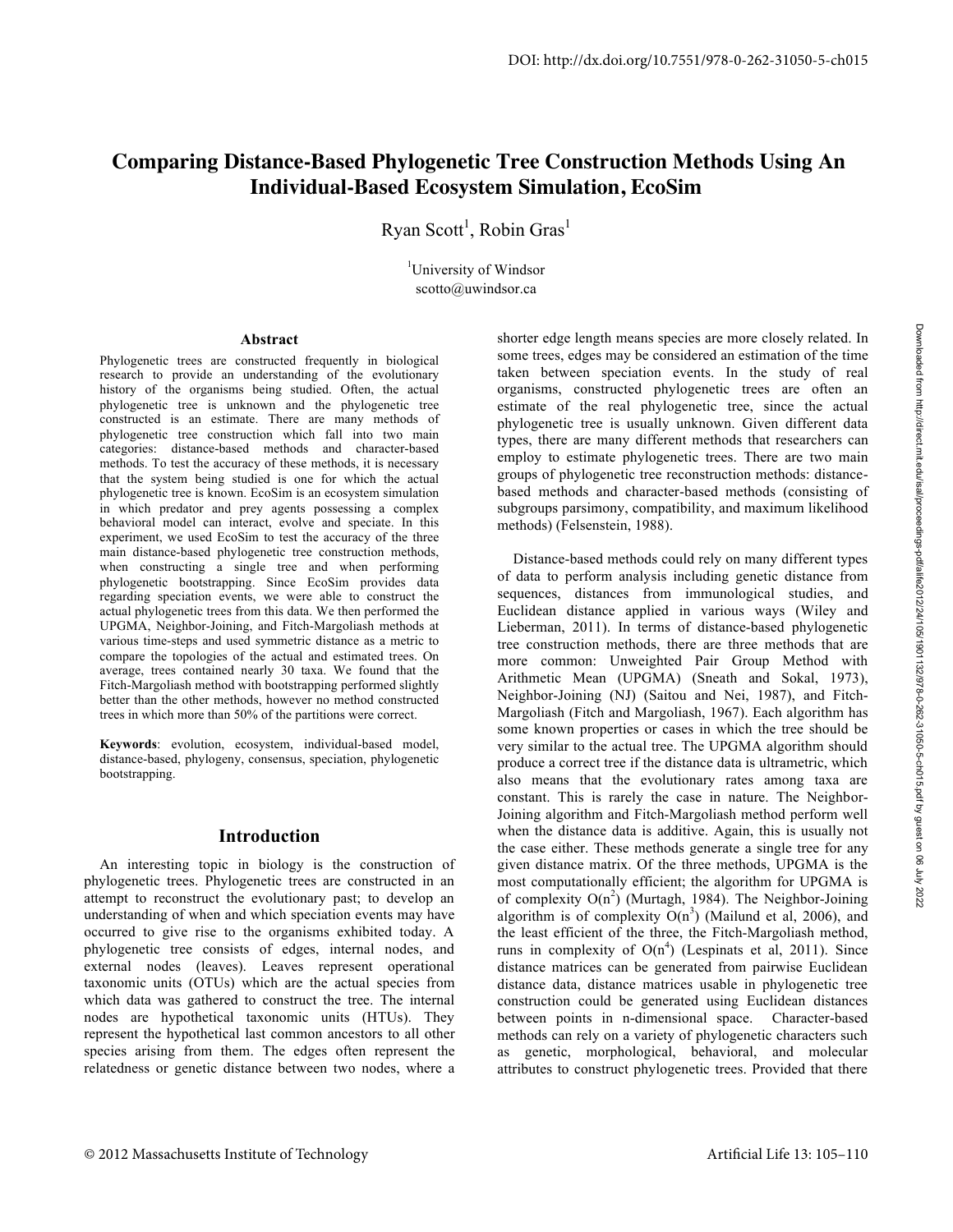DOI: http://dx.doi.org/10.7551/978-0-262-31050-5-ch015

# Comparing Distance-Based Phylogenetic Tree Construction Methods Using An Individual-Based Ecosystem Simulation, EcoSim

Ryan Scott[1], Robin Gras[1]

[1]University of Windsor
scotto@uwindsor.ca

## Abstract

Phylogenetic trees are constructed frequently in biological research to provide an understanding of the evolutionary history of the organisms being studied. Often, the actual phylogenetic tree is unknown and the phylogenetic tree constructed is an estimate. There are many methods of phylogenetic tree construction which fall into two main categories: distance-based methods and character-based methods. To test the accuracy of these methods, it is necessary that the system being studied is one for which the actual phylogenetic tree is known. EcoSim is an ecosystem simulation in which predator and prey agents possessing a complex behavioral model can interact, evolve and speciate. In this experiment, we used EcoSim to test the accuracy of the three main distance-based phylogenetic tree construction methods, when constructing a single tree and when performing phylogenetic bootstrapping. Since EcoSim provides data regarding speciation events, we were able to construct the actual phylogenetic trees from this data. We then performed the UPGMA, Neighbor-Joining, and Fitch-Margoliash methods at various time-steps and used symmetric distance as a metric to compare the topologies of the actual and estimated trees. On average, trees contained nearly 30 taxa. We found that the Fitch-Margoliash method with bootstrapping performed slightly better than the other methods, however no method constructed trees in which more than 50% of the partitions were correct.

**Keywords**: evolution, ecosystem, individual-based model, distance-based, phylogeny, consensus, speciation, phylogenetic bootstrapping.

## Introduction

An interesting topic in biology is the construction of phylogenetic trees. Phylogenetic trees are constructed in an attempt to reconstruct the evolutionary past; to develop an understanding of when and which speciation events may have occurred to give rise to the organisms exhibited today. A phylogenetic tree consists of edges, internal nodes, and external nodes (leaves). Leaves represent operational taxonomic units (OTUs) which are the actual species from which data was gathered to construct the tree. The internal nodes are hypothetical taxonomic units (HTUs). They represent the hypothetical last common ancestors to all other species arising from them. The edges often represent the relatedness or genetic distance between two nodes, where a shorter edge length means species are more closely related. In some trees, edges may be considered an estimation of the time taken between speciation events. In the study of real organisms, constructed phylogenetic trees are often an estimate of the real phylogenetic tree, since the actual phylogenetic tree is usually unknown. Given different data types, there are many different methods that researchers can employ to estimate phylogenetic trees. There are two main groups of phylogenetic tree reconstruction methods: distance-based methods and character-based methods (consisting of subgroups parsimony, compatibility, and maximum likelihood methods) (Felsenstein, 1988).

Distance-based methods could rely on many different types of data to perform analysis including genetic distance from sequences, distances from immunological studies, and Euclidean distance applied in various ways (Wiley and Lieberman, 2011). In terms of distance-based phylogenetic tree construction methods, there are three methods that are more common: Unweighted Pair Group Method with Arithmetic Mean (UPGMA) (Sneath and Sokal, 1973), Neighbor-Joining (NJ) (Saitou and Nei, 1987), and Fitch-Margoliash (Fitch and Margoliash, 1967). Each algorithm has some known properties or cases in which the tree should be very similar to the actual tree. The UPGMA algorithm should produce a correct tree if the distance data is ultrametric, which also means that the evolutionary rates among taxa are constant. This is rarely the case in nature. The Neighbor-Joining algorithm and Fitch-Margoliash method perform well when the distance data is additive. Again, this is usually not the case either. These methods generate a single tree for any given distance matrix. Of the three methods, UPGMA is the most computationally efficient; the algorithm for UPGMA is of complexity $O(n^2)$ (Murtagh, 1984). The Neighbor-Joining algorithm is of complexity $O(n^3)$ (Mailund et al, 2006), and the least efficient of the three, the Fitch-Margoliash method, runs in complexity of $O(n^4)$ (Lespinats et al, 2011). Since distance matrices can be generated from pairwise Euclidean distance data, distance matrices usable in phylogenetic tree construction could be generated using Euclidean distances between points in n-dimensional space. Character-based methods can rely on a variety of phylogenetic characters such as genetic, morphological, behavioral, and molecular attributes to construct phylogenetic trees. Provided that there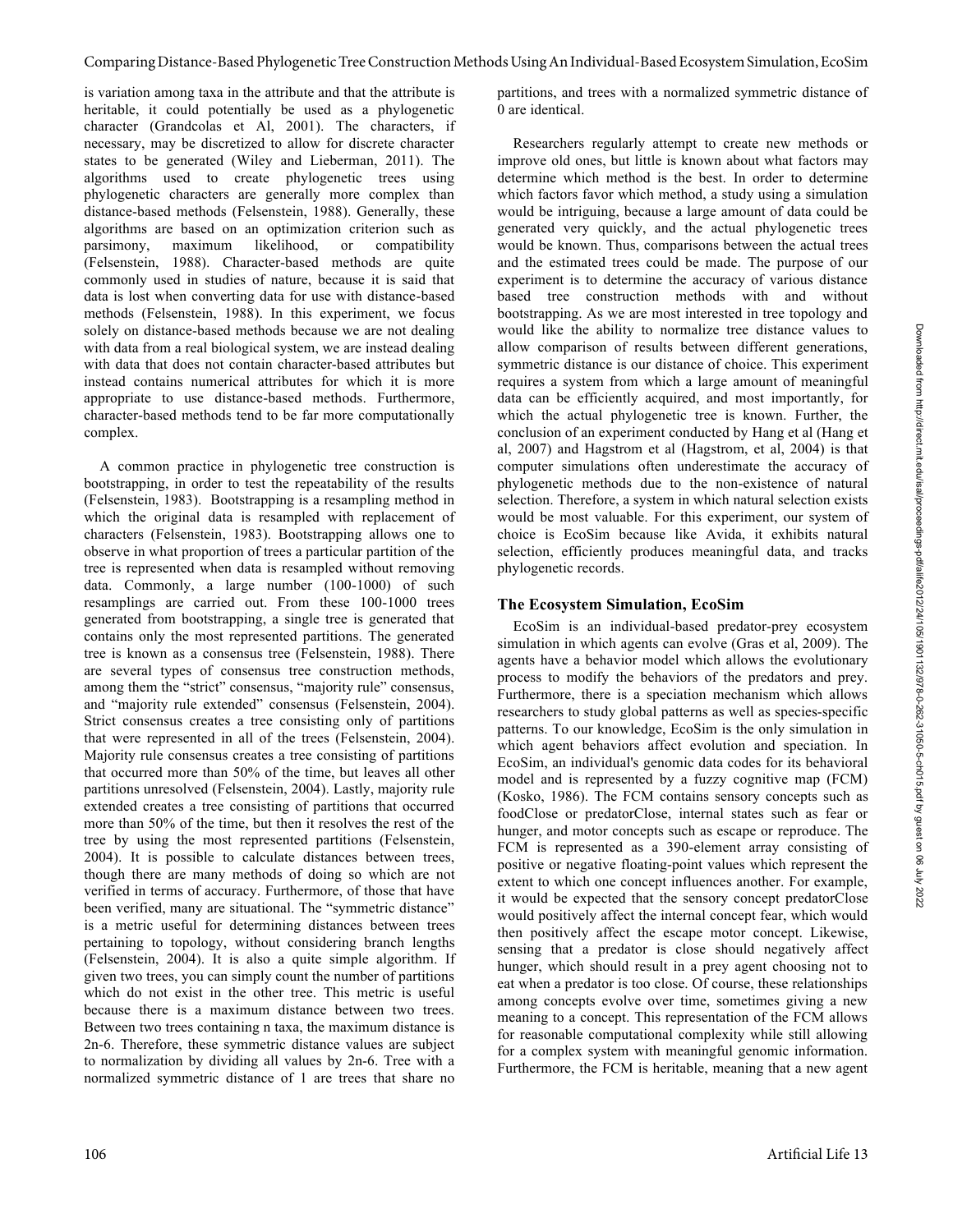is variation among taxa in the attribute and that the attribute is heritable, it could potentially be used as a phylogenetic character (Grandcolas et Al, 2001). The characters, if necessary, may be discretized to allow for discrete character states to be generated (Wiley and Lieberman, 2011). The algorithms used to create phylogenetic trees using phylogenetic characters are generally more complex than distance-based methods (Felsenstein, 1988). Generally, these algorithms are based on an optimization criterion such as parsimony, maximum likelihood, or compatibility (Felsenstein, 1988). Character-based methods are quite commonly used in studies of nature, because it is said that data is lost when converting data for use with distance-based methods (Felsenstein, 1988). In this experiment, we focus solely on distance-based methods because we are not dealing with data from a real biological system, we are instead dealing with data that does not contain character-based attributes but instead contains numerical attributes for which it is more appropriate to use distance-based methods. Furthermore, character-based methods tend to be far more computationally complex.

A common practice in phylogenetic tree construction is bootstrapping, in order to test the repeatability of the results (Felsenstein, 1983). Bootstrapping is a resampling method in which the original data is resampled with replacement of characters (Felsenstein, 1983). Bootstrapping allows one to observe in what proportion of trees a particular partition of the tree is represented when data is resampled without removing data. Commonly, a large number (100-1000) of such resamplings are carried out. From these 100-1000 trees generated from bootstrapping, a single tree is generated that contains only the most represented partitions. The generated tree is known as a consensus tree (Felsenstein, 1988). There are several types of consensus tree construction methods, among them the "strict" consensus, "majority rule" consensus, and "majority rule extended" consensus (Felsenstein, 2004). Strict consensus creates a tree consisting only of partitions that were represented in all of the trees (Felsenstein, 2004). Majority rule consensus creates a tree consisting of partitions that occurred more than 50% of the time, but leaves all other partitions unresolved (Felsenstein, 2004). Lastly, majority rule extended creates a tree consisting of partitions that occurred more than 50% of the time, but then it resolves the rest of the tree by using the most represented partitions (Felsenstein, 2004). It is possible to calculate distances between trees, though there are many methods of doing so which are not verified in terms of accuracy. Furthermore, of those that have been verified, many are situational. The "symmetric distance" is a metric useful for determining distances between trees pertaining to topology, without considering branch lengths (Felsenstein, 2004). It is also a quite simple algorithm. If given two trees, you can simply count the number of partitions which do not exist in the other tree. This metric is useful because there is a maximum distance between two trees. Between two trees containing n taxa, the maximum distance is $2n-6$. Therefore, these symmetric distance values are subject to normalization by dividing all values by $2n-6$. Tree with a normalized symmetric distance of 1 are trees that share no partitions, and trees with a normalized symmetric distance of 0 are identical.

Researchers regularly attempt to create new methods or improve old ones, but little is known about what factors may determine which method is the best. In order to determine which factors favor which method, a study using a simulation would be intriguing, because a large amount of data could be generated very quickly, and the actual phylogenetic trees would be known. Thus, comparisons between the actual trees and the estimated trees could be made. The purpose of our experiment is to determine the accuracy of various distance based tree construction methods with and without bootstrapping. As we are most interested in tree topology and would like the ability to normalize tree distance values to allow comparison of results between different generations, symmetric distance is our distance of choice. This experiment requires a system from which a large amount of meaningful data can be efficiently acquired, and most importantly, for which the actual phylogenetic tree is known. Further, the conclusion of an experiment conducted by Hang et al (Hang et al, 2007) and Hagstrom et al (Hagstrom, et al, 2004) is that computer simulations often underestimate the accuracy of phylogenetic methods due to the non-existence of natural selection. Therefore, a system in which natural selection exists would be most valuable. For this experiment, our system of choice is EcoSim because like Avida, it exhibits natural selection, efficiently produces meaningful data, and tracks phylogenetic records.

## The Ecosystem Simulation, EcoSim

EcoSim is an individual-based predator-prey ecosystem simulation in which agents can evolve (Gras et al, 2009). The agents have a behavior model which allows the evolutionary process to modify the behaviors of the predators and prey. Furthermore, there is a speciation mechanism which allows researchers to study global patterns as well as species-specific patterns. To our knowledge, EcoSim is the only simulation in which agent behaviors affect evolution and speciation. In EcoSim, an individual's genomic data codes for its behavioral model and is represented by a fuzzy cognitive map (FCM) (Kosko, 1986). The FCM contains sensory concepts such as foodClose or predatorClose, internal states such as fear or hunger, and motor concepts such as escape or reproduce. The FCM is represented as a 390-element array consisting of positive or negative floating-point values which represent the extent to which one concept influences another. For example, it would be expected that the sensory concept predatorClose would positively affect the internal concept fear, which would then positively affect the escape motor concept. Likewise, sensing that a predator is close should negatively affect hunger, which should result in a prey agent choosing not to eat when a predator is too close. Of course, these relationships among concepts evolve over time, sometimes giving a new meaning to a concept. This representation of the FCM allows for reasonable computational complexity while still allowing for a complex system with meaningful genomic information. Furthermore, the FCM is heritable, meaning that a new agent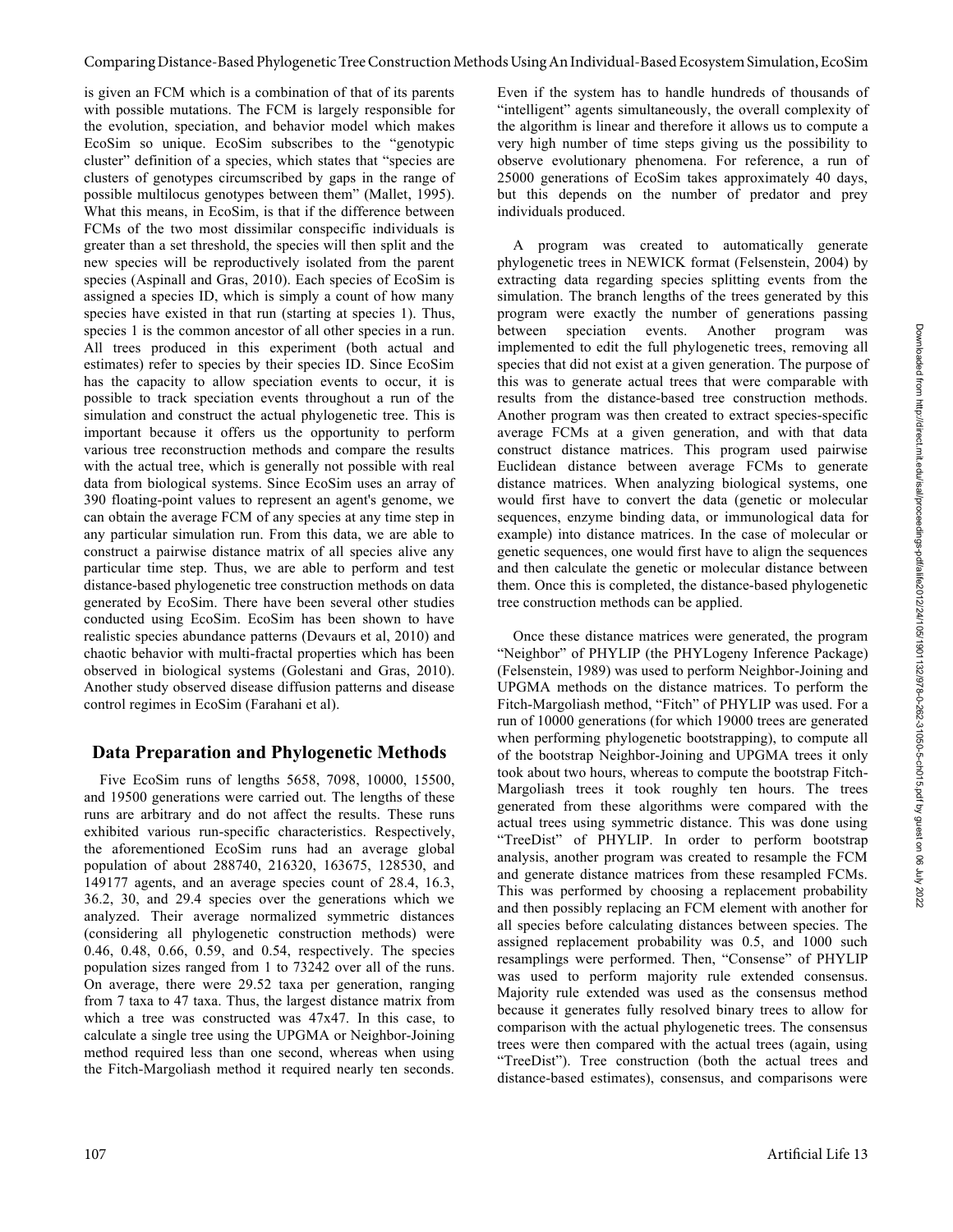is given an FCM which is a combination of that of its parents with possible mutations. The FCM is largely responsible for the evolution, speciation, and behavior model which makes EcoSim so unique. EcoSim subscribes to the "genotypic cluster" definition of a species, which states that "species are clusters of genotypes circumscribed by gaps in the range of possible multilocus genotypes between them" (Mallet, 1995). What this means, in EcoSim, is that if the difference between FCMs of the two most dissimilar conspecific individuals is greater than a set threshold, the species will then split and the new species will be reproductively isolated from the parent species (Aspinall and Gras, 2010). Each species of EcoSim is assigned a species ID, which is simply a count of how many species have existed in that run (starting at species 1). Thus, species 1 is the common ancestor of all other species in a run. All trees produced in this experiment (both actual and estimates) refer to species by their species ID. Since EcoSim has the capacity to allow speciation events to occur, it is possible to track speciation events throughout a run of the simulation and construct the actual phylogenetic tree. This is important because it offers us the opportunity to perform various tree reconstruction methods and compare the results with the actual tree, which is generally not possible with real data from biological systems. Since EcoSim uses an array of 390 floating-point values to represent an agent's genome, we can obtain the average FCM of any species at any time step in any particular simulation run. From this data, we are able to construct a pairwise distance matrix of all species alive any particular time step. Thus, we are able to perform and test distance-based phylogenetic tree construction methods on data generated by EcoSim. There have been several other studies conducted using EcoSim. EcoSim has been shown to have realistic species abundance patterns (Devaurs et al, 2010) and chaotic behavior with multi-fractal properties which has been observed in biological systems (Golestani and Gras, 2010). Another study observed disease diffusion patterns and disease control regimes in EcoSim (Farahani et al).

## Data Preparation and Phylogenetic Methods

Five EcoSim runs of lengths 5658, 7098, 10000, 15500, and 19500 generations were carried out. The lengths of these runs are arbitrary and do not affect the results. These runs exhibited various run-specific characteristics. Respectively, the aforementioned EcoSim runs had an average global population of about 288740, 216320, 163675, 128530, and 149177 agents, and an average species count of 28.4, 16.3, 36.2, 30, and 29.4 species over the generations which we analyzed. Their average normalized symmetric distances (considering all phylogenetic construction methods) were 0.46, 0.48, 0.66, 0.59, and 0.54, respectively. The species population sizes ranged from 1 to 73242 over all of the runs. On average, there were 29.52 taxa per generation, ranging from 7 taxa to 47 taxa. Thus, the largest distance matrix from which a tree was constructed was 47x47. In this case, to calculate a single tree using the UPGMA or Neighbor-Joining method required less than one second, whereas when using the Fitch-Margoliash method it required nearly ten seconds. Even if the system has to handle hundreds of thousands of "intelligent" agents simultaneously, the overall complexity of the algorithm is linear and therefore it allows us to compute a very high number of time steps giving us the possibility to observe evolutionary phenomena. For reference, a run of 25000 generations of EcoSim takes approximately 40 days, but this depends on the number of predator and prey individuals produced.

A program was created to automatically generate phylogenetic trees in NEWICK format (Felsenstein, 2004) by extracting data regarding species splitting events from the simulation. The branch lengths of the trees generated by this program were exactly the number of generations passing between speciation events. Another program was implemented to edit the full phylogenetic trees, removing all species that did not exist at a given generation. The purpose of this was to generate actual trees that were comparable with results from the distance-based tree construction methods. Another program was then created to extract species-specific average FCMs at a given generation, and with that data construct distance matrices. This program used pairwise Euclidean distance between average FCMs to generate distance matrices. When analyzing biological systems, one would first have to convert the data (genetic or molecular sequences, enzyme binding data, or immunological data for example) into distance matrices. In the case of molecular or genetic sequences, one would first have to align the sequences and then calculate the genetic or molecular distance between them. Once this is completed, the distance-based phylogenetic tree construction methods can be applied.

Once these distance matrices were generated, the program "Neighbor" of PHYLIP (the PHYLogeny Inference Package) (Felsenstein, 1989) was used to perform Neighbor-Joining and UPGMA methods on the distance matrices. To perform the Fitch-Margoliash method, "Fitch" of PHYLIP was used. For a run of 10000 generations (for which 19000 trees are generated when performing phylogenetic bootstrapping), to compute all of the bootstrap Neighbor-Joining and UPGMA trees it only took about two hours, whereas to compute the bootstrap Fitch-Margoliash trees it took roughly ten hours. The trees generated from these algorithms were compared with the actual trees using symmetric distance. This was done using "TreeDist" of PHYLIP. In order to perform bootstrap analysis, another program was created to resample the FCM and generate distance matrices from these resampled FCMs. This was performed by choosing a replacement probability and then possibly replacing an FCM element with another for all species before calculating distances between species. The assigned replacement probability was 0.5, and 1000 such resamplings were performed. Then, "Consense" of PHYLIP was used to perform majority rule extended consensus. Majority rule extended was used as the consensus method because it generates fully resolved binary trees to allow for comparison with the actual phylogenetic trees. The consensus trees were then compared with the actual trees (again, using "TreeDist"). Tree construction (both the actual trees and distance-based estimates), consensus, and comparisons were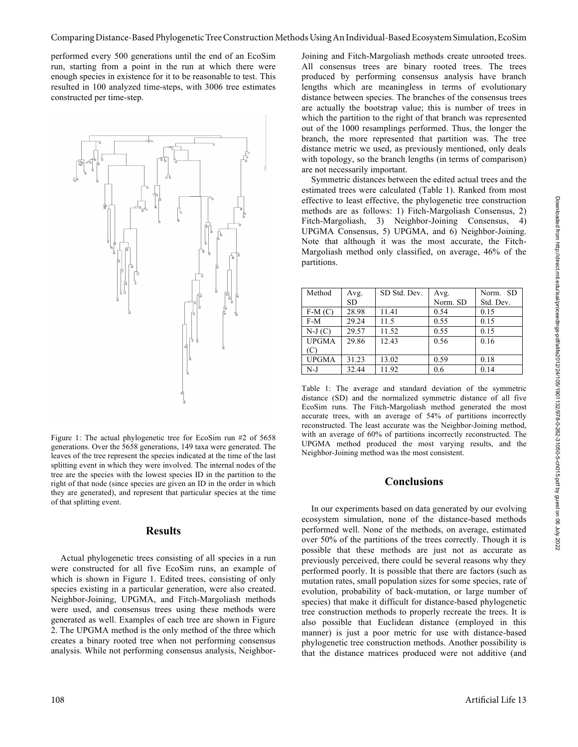performed every 500 generations until the end of an EcoSim run, starting from a point in the run at which there were enough species in existence for it to be reasonable to test. This resulted in 100 analyzed time-steps, with 3006 tree estimates constructed per time-step.

Figure 1: The actual phylogenetic tree for EcoSim run #2 of 5658 generations. Over the 5658 generations, 149 taxa were generated. The leaves of the tree represent the species indicated at the time of the last splitting event in which they were involved. The internal nodes of the tree are the species with the lowest species ID in the partition to the right of that node (since species are given an ID in the order in which they are generated), and represent that particular species at the time of that splitting event.

## Results

Actual phylogenetic trees consisting of all species in a run were constructed for all five EcoSim runs, an example of which is shown in Figure 1. Edited trees, consisting of only species existing in a particular generation, were also created. Neighbor-Joining, UPGMA, and Fitch-Margoliash methods were used, and consensus trees using these methods were generated as well. Examples of each tree are shown in Figure 2. The UPGMA method is the only method of the three which creates a binary rooted tree when not performing consensus analysis. While not performing consensus analysis, Neighbor-Joining and Fitch-Margoliash methods create unrooted trees. All consensus trees are binary rooted trees. The trees produced by performing consensus analysis have branch lengths which are meaningless in terms of evolutionary distance between species. The branches of the consensus trees are actually the bootstrap value; this is number of trees in which the partition to the right of that branch was represented out of the 1000 resamplings performed. Thus, the longer the branch, the more represented that partition was. The tree distance metric we used, as previously mentioned, only deals with topology, so the branch lengths (in terms of comparison) are not necessarily important.

Symmetric distances between the edited actual trees and the estimated trees were calculated (Table 1). Ranked from most effective to least effective, the phylogenetic tree construction methods are as follows: 1) Fitch-Margoliash Consensus, 2) Fitch-Margoliash, 3) Neighbor-Joining Consensus, 4) UPGMA Consensus, 5) UPGMA, and 6) Neighbor-Joining. Note that although it was the most accurate, the Fitch-Margoliash method only classified, on average, 46% of the partitions.

| Method | Avg. SD | SD Std. Dev. | Avg. Norm. SD | Norm. SD Std. Dev. |
|---|---|---|---|---|
| F-M (C) | 28.98 | 11.41 | 0.54 | 0.15 |
| F-M | 29.24 | 11.5 | 0.55 | 0.15 |
| N-J (C) | 29.57 | 11.52 | 0.55 | 0.15 |
| UPGMA (C) | 29.86 | 12.43 | 0.56 | 0.16 |
| UPGMA | 31.23 | 13.02 | 0.59 | 0.18 |
| N-J | 32.44 | 11.92 | 0.6 | 0.14 |

Table 1: The average and standard deviation of the symmetric distance (SD) and the normalized symmetric distance of all five EcoSim runs. The Fitch-Margoliash method generated the most accurate trees, with an average of 54% of partitions incorrectly reconstructed. The least accurate was the Neighbor-Joining method, with an average of 60% of partitions incorrectly reconstructed. The UPGMA method produced the most varying results, and the Neighbor-Joining method was the most consistent.

## Conclusions

In our experiments based on data generated by our evolving ecosystem simulation, none of the distance-based methods performed well. None of the methods, on average, estimated over 50% of the partitions of the trees correctly. Though it is possible that these methods are just not as accurate as previously perceived, there could be several reasons why they performed poorly. It is possible that there are factors (such as mutation rates, small population sizes for some species, rate of evolution, probability of back-mutation, or large number of species) that make it difficult for distance-based phylogenetic tree construction methods to properly recreate the trees. It is also possible that Euclidean distance (employed in this manner) is just a poor metric for use with distance-based phylogenetic tree construction methods. Another possibility is that the distance matrices produced were not additive (and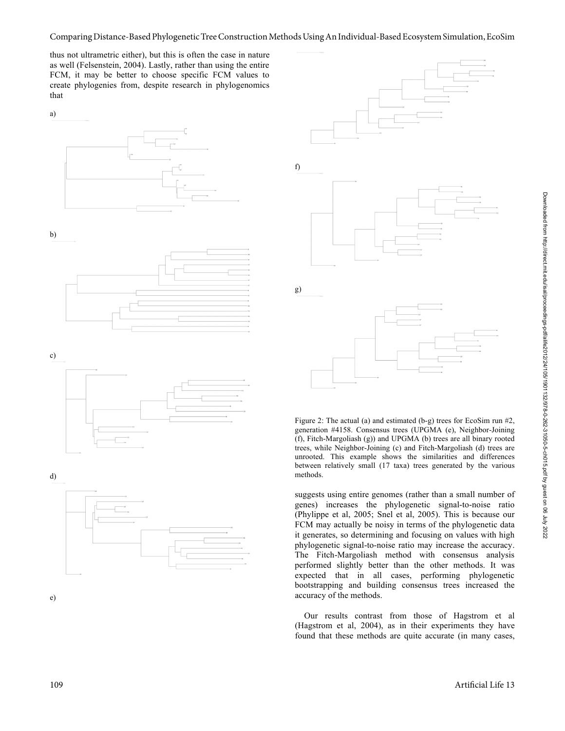thus not ultrametric either), but this is often the case in nature as well (Felsenstein, 2004). Lastly, rather than using the entire FCM, it may be better to choose specific FCM values to create phylogenies from, despite research in phylogenomics that

a)

b)

c)

d)

e)

f)

g)

Figure 2: The actual (a) and estimated (b-g) trees for EcoSim run #2, generation #4158. Consensus trees (UPGMA (e), Neighbor-Joining (f), Fitch-Margoliash (g)) and UPGMA (b) trees are all binary rooted trees, while Neighbor-Joining (c) and Fitch-Margoliash (d) trees are unrooted. This example shows the similarities and differences between relatively small (17 taxa) trees generated by the various methods.

suggests using entire genomes (rather than a small number of genes) increases the phylogenetic signal-to-noise ratio (Phylippe et al, 2005; Snel et al, 2005). This is because our FCM may actually be noisy in terms of the phylogenetic data it generates, so determining and focusing on values with high phylogenetic signal-to-noise ratio may increase the accuracy. The Fitch-Margoliash method with consensus analysis performed slightly better than the other methods. It was expected that in all cases, performing phylogenetic bootstrapping and building consensus trees increased the accuracy of the methods.

Our results contrast from those of Hagstrom et al (Hagstrom et al, 2004), as in their experiments they have found that these methods are quite accurate (in many cases,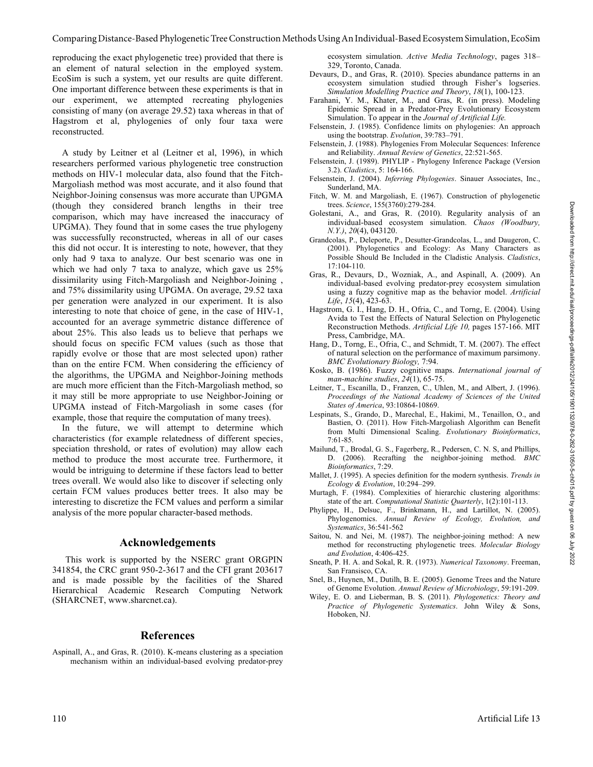reproducing the exact phylogenetic tree) provided that there is an element of natural selection in the employed system. EcoSim is such a system, yet our results are quite different. One important difference between these experiments is that in our experiment, we attempted recreating phylogenies consisting of many (on average 29.52) taxa whereas in that of Hagstrom et al, phylogenies of only four taxa were reconstructed.

A study by Leitner et al (Leitner et al, 1996), in which researchers performed various phylogenetic tree construction methods on HIV-1 molecular data, also found that the Fitch-Margoliash method was most accurate, and it also found that Neighbor-Joining consensus was more accurate than UPGMA (though they considered branch lengths in their tree comparison, which may have increased the inaccuracy of UPGMA). They found that in some cases the true phylogeny was successfully reconstructed, whereas in all of our cases this did not occur. It is interesting to note, however, that they only had 9 taxa to analyze. Our best scenario was one in which we had only 7 taxa to analyze, which gave us 25% dissimilarity using Fitch-Margoliash and Neighbor-Joining , and 75% dissimilarity using UPGMA. On average, 29.52 taxa per generation were analyzed in our experiment. It is also interesting to note that choice of gene, in the case of HIV-1, accounted for an average symmetric distance difference of about 25%. This also leads us to believe that perhaps we should focus on specific FCM values (such as those that rapidly evolve or those that are most selected upon) rather than on the entire FCM. When considering the efficiency of the algorithms, the UPGMA and Neighbor-Joining methods are much more efficient than the Fitch-Margoliash method, so it may still be more appropriate to use Neighbor-Joining or UPGMA instead of Fitch-Margoliash in some cases (for example, those that require the computation of many trees).

In the future, we will attempt to determine which characteristics (for example relatedness of different species, speciation threshold, or rates of evolution) may allow each method to produce the most accurate tree. Furthermore, it would be intriguing to determine if these factors lead to better trees overall. We would also like to discover if selecting only certain FCM values produces better trees. It also may be interesting to discretize the FCM values and perform a similar analysis of the more popular character-based methods.

## Acknowledgements

This work is supported by the NSERC grant ORGPIN 341854, the CRC grant 950-2-3617 and the CFI grant 203617 and is made possible by the facilities of the Shared Hierarchical Academic Research Computing Network (SHARCNET, www.sharcnet.ca).

## References

Aspinall, A., and Gras, R. (2010). K-means clustering as a speciation mechanism within an individual-based evolving predator-prey ecosystem simulation. *Active Media Technology*, pages 318–329, Toronto, Canada.

Devaurs, D., and Gras, R. (2010). Species abundance patterns in an ecosystem simulation studied through Fisher's logseries. *Simulation Modelling Practice and Theory*, *18*(1), 100-123.

Farahani, Y. M., Khater, M., and Gras, R. (in press). Modeling Epidemic Spread in a Predator-Prey Evolutionary Ecosystem Simulation. To appear in the *Journal of Artificial Life.*

Felsenstein, J. (1985). Confidence limits on phylogenies: An approach using the bootstrap. *Evolution*, 39:783–791.

Felsenstein, J. (1988). Phylogenies From Molecular Sequences: Inference and Reliability. *Annual Review of Genetics*, 22:521-565.

Felsenstein, J. (1989). PHYLIP - Phylogeny Inference Package (Version 3.2). *Cladistics*, 5: 164-166.

Felsenstein, J. (2004). *Inferring Phylogenies*. Sinauer Associates, Inc., Sunderland, MA.

Fitch, W. M. and Margoliash, E. (1967). Construction of phylogenetic trees. *Science*, 155(3760):279-284.

Golestani, A., and Gras, R. (2010). Regularity analysis of an individual-based ecosystem simulation. *Chaos (Woodbury, N.Y.)*, *20*(4), 043120.

Grandcolas, P., Deleporte, P., Desutter-Grandcolas, L., and Daugeron, C. (2001). Phylogenetics and Ecology: As Many Characters as Possible Should Be Included in the Cladistic Analysis. *Cladistics*, 17:104-110.

Gras, R., Devaurs, D., Wozniak, A., and Aspinall, A. (2009). An individual-based evolving predator-prey ecosystem simulation using a fuzzy cognitive map as the behavior model. *Artificial Life*, *15*(4), 423-63.

Hagstrom, G. I., Hang, D. H., Ofria, C., and Torng, E. (2004). Using Avida to Test the Effects of Natural Selection on Phylogenetic Reconstruction Methods. *Artificial Life 10,* pages 157-166. MIT Press, Cambridge, MA.

Hang, D., Torng, E., Ofria, C., and Schmidt, T. M. (2007). The effect of natural selection on the performance of maximum parsimony. *BMC Evolutionary Biology,* 7:94.

Kosko, B. (1986). Fuzzy cognitive maps. *International journal of man-machine studies*, *24*(1), 65-75.

Leitner, T., Escanilla, D., Franzen, C., Uhlen, M., and Albert, J. (1996). *Proceedings of the National Academy of Sciences of the United States of America*, 93:10864-10869.

Lespinats, S., Grando, D., Marechal, E., Hakimi, M., Tenaillon, O., and Bastien, O. (2011). How Fitch-Margoliash Algorithm can Benefit from Multi Dimensional Scaling. *Evolutionary Bioinformatics*, 7:61-85.

Mailund, T., Brodal, G. S., Fagerberg, R., Pedersen, C. N. S, and Phillips, D. (2006). Recrafting the neighbor-joining method. *BMC Bioinformatics*, 7:29.

Mallet, J. (1995). A species definition for the modern synthesis. *Trends in Ecology & Evolution*, 10:294–299.

Murtagh, F. (1984). Complexities of hierarchic clustering algorithms: state of the art. *Computational Statistic Quarterly*, 1(2):101-113.

Phylippe, H., Delsuc, F., Brinkmann, H., and Lartillot, N. (2005). Phylogenomics. *Annual Review of Ecology, Evolution, and Systematics*, 36:541-562

Saitou, N. and Nei, M. (1987). The neighbor-joining method: A new method for reconstructing phylogenetic trees. *Molecular Biology and Evolution*, 4:406-425.

Sneath, P. H. A. and Sokal, R. R. (1973). *Numerical Taxonomy*. Freeman, San Fransisco, CA.

Snel, B., Huynen, M., Dutilh, B. E. (2005). Genome Trees and the Nature of Genome Evolution. *Annual Review of Microbiology*, 59:191-209.

Wiley, E. O. and Lieberman, B. S. (2011). *Phylogenetics: Theory and Practice of Phylogenetic Systematics*. John Wiley & Sons, Hoboken, NJ.